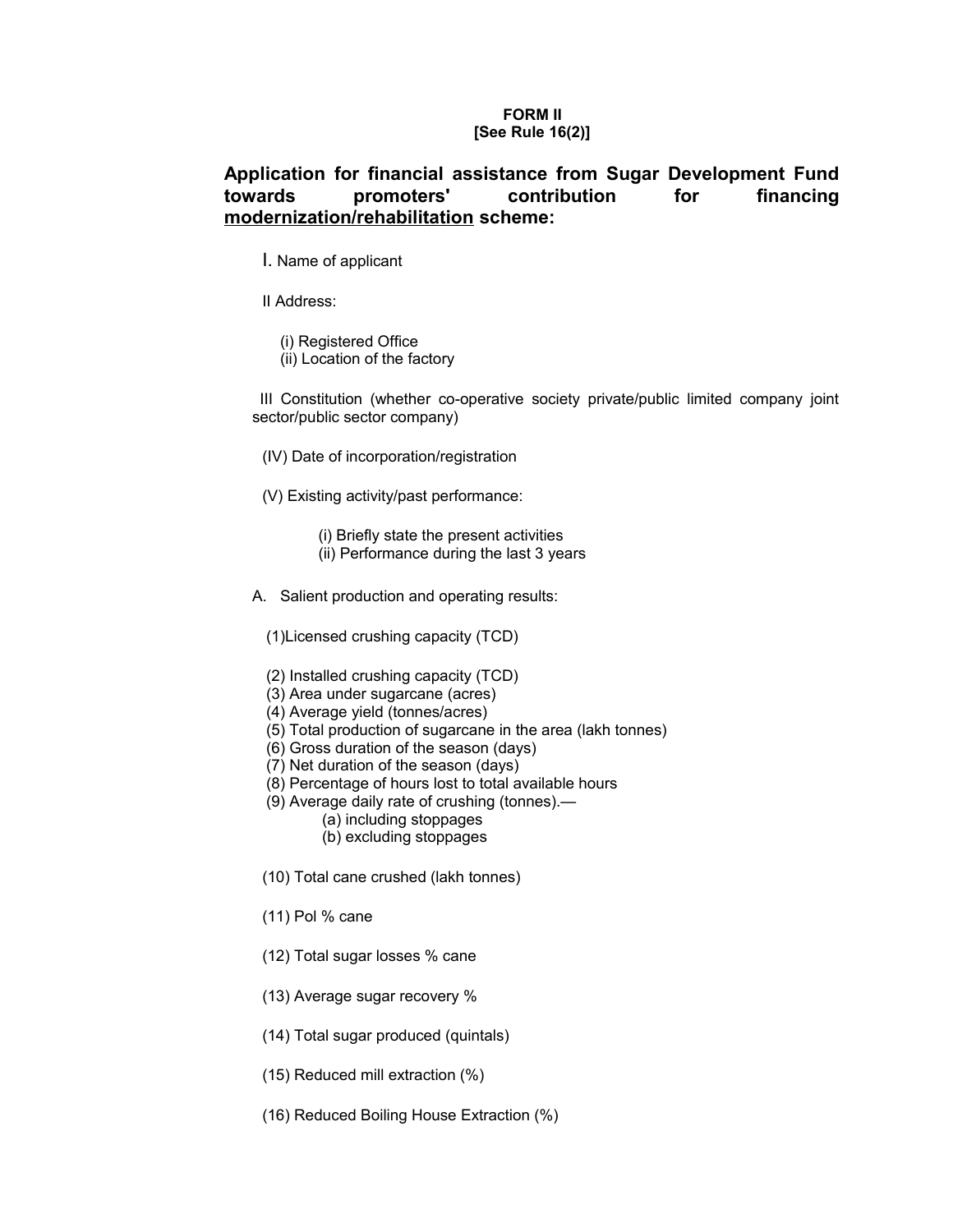**FORM II**
**[See Rule 16(2)]**

## Application for financial assistance from Sugar Development Fund towards promoters' contribution for financing modernization/rehabilitation scheme:

I. Name of applicant

II Address:

(i) Registered Office
(ii) Location of the factory

III Constitution (whether co-operative society private/public limited company joint sector/public sector company)

(IV) Date of incorporation/registration

(V) Existing activity/past performance:

(i) Briefly state the present activities
(ii) Performance during the last 3 years

A. Salient production and operating results:

(1)Licensed crushing capacity (TCD)

(2) Installed crushing capacity (TCD)
(3) Area under sugarcane (acres)
(4) Average yield (tonnes/acres)
(5) Total production of sugarcane in the area (lakh tonnes)
(6) Gross duration of the season (days)
(7) Net duration of the season (days)
(8) Percentage of hours lost to total available hours
(9) Average daily rate of crushing (tonnes).—
(a) including stoppages
(b) excluding stoppages

(10) Total cane crushed (lakh tonnes)

(11) Pol % cane

(12) Total sugar losses % cane

(13) Average sugar recovery %

(14) Total sugar produced (quintals)

(15) Reduced mill extraction (%)

(16) Reduced Boiling House Extraction (%)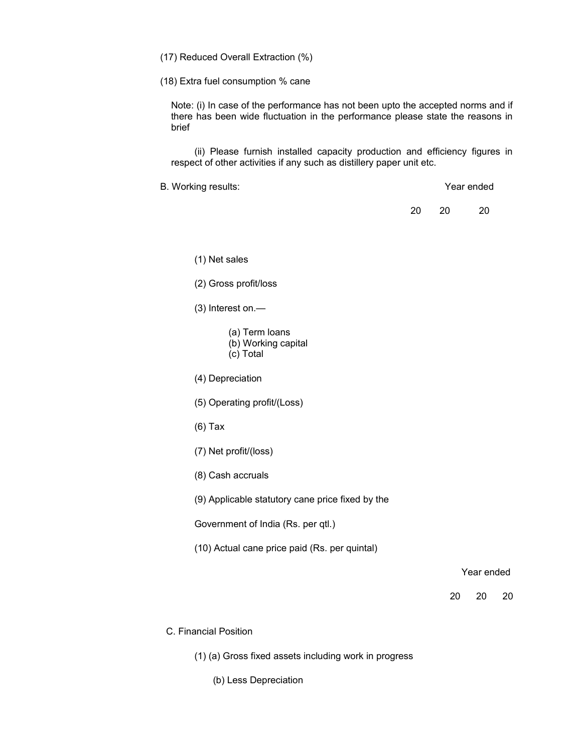(17) Reduced Overall Extraction (%)

(18) Extra fuel consumption % cane

Note: (i) In case of the performance has not been upto the accepted norms and if there has been wide fluctuation in the performance please state the reasons in brief

(ii) Please furnish installed capacity production and efficiency figures in respect of other activities if any such as distillery paper unit etc.

B. Working results:

| | Year ended | | |
|---|---|---|---|
| | 20 | 20 | 20 |
| (1) Net sales | | | |
| (2) Gross profit/loss | | | |
| (3) Interest on.— | | | |
| (a) Term loans | | | |
| (b) Working capital | | | |
| (c) Total | | | |
| (4) Depreciation | | | |
| (5) Operating profit/(Loss) | | | |
| (6) Tax | | | |
| (7) Net profit/(loss) | | | |
| (8) Cash accruals | | | |
| (9) Applicable statutory cane price fixed by the Government of India (Rs. per qtl.) | | | |
| (10) Actual cane price paid (Rs. per quintal) | | | |

C. Financial Position

| | Year ended | | |
|---|---|---|---|
| | 20 | 20 | 20 |
| (1) (a) Gross fixed assets including work in progress | | | |
| (b) Less Depreciation | | | |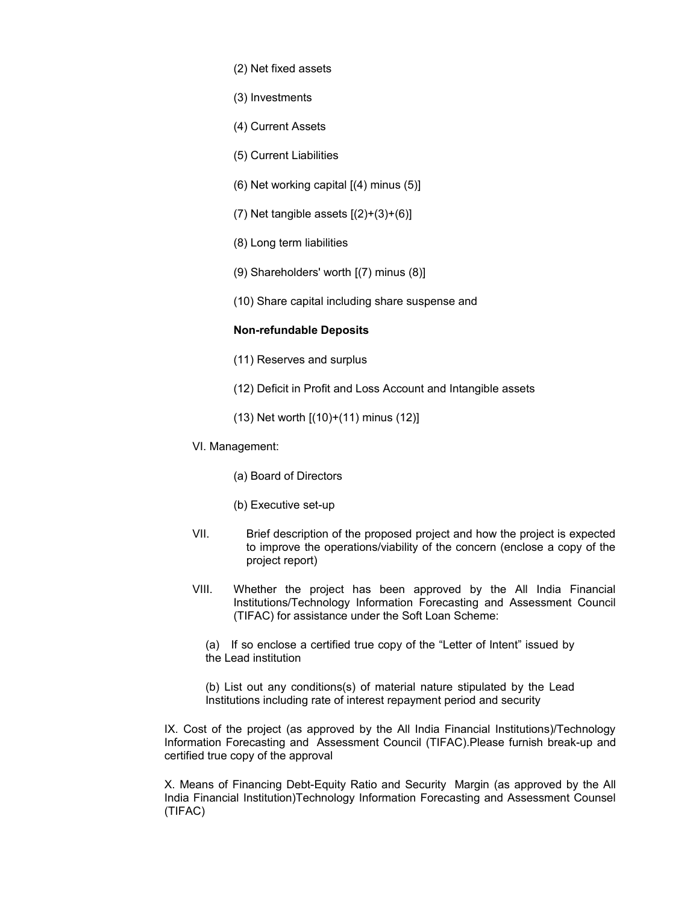(2) Net fixed assets

(3) Investments

(4) Current Assets

(5) Current Liabilities

(6) Net working capital [(4) minus (5)]

(7) Net tangible assets [(2)+(3)+(6)]

(8) Long term liabilities

(9) Shareholders' worth [(7) minus (8)]

(10) Share capital including share suspense and

**Non-refundable Deposits**

(11) Reserves and surplus

(12) Deficit in Profit and Loss Account and Intangible assets

(13) Net worth [(10)+(11) minus (12)]

VI. Management:

(a) Board of Directors

(b) Executive set-up

VII. Brief description of the proposed project and how the project is expected to improve the operations/viability of the concern (enclose a copy of the project report)

VIII. Whether the project has been approved by the All India Financial Institutions/Technology Information Forecasting and Assessment Council (TIFAC) for assistance under the Soft Loan Scheme:

(a) If so enclose a certified true copy of the "Letter of Intent" issued by the Lead institution

(b) List out any conditions(s) of material nature stipulated by the Lead Institutions including rate of interest repayment period and security

IX. Cost of the project (as approved by the All India Financial Institutions)/Technology Information Forecasting and Assessment Council (TIFAC).Please furnish break-up and certified true copy of the approval

X. Means of Financing Debt-Equity Ratio and Security Margin (as approved by the All India Financial Institution)Technology Information Forecasting and Assessment Counsel (TIFAC)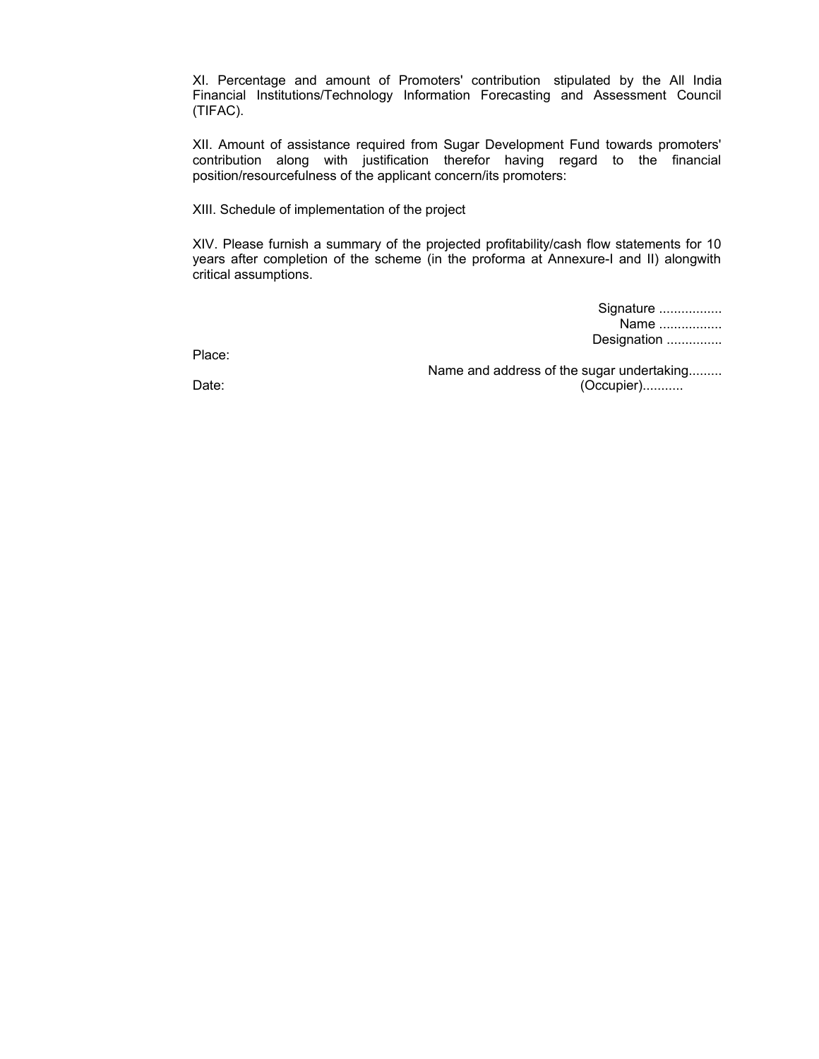XI. Percentage and amount of Promoters' contribution stipulated by the All India Financial Institutions/Technology Information Forecasting and Assessment Council (TIFAC).

XII. Amount of assistance required from Sugar Development Fund towards promoters' contribution along with justification therefor having regard to the financial position/resourcefulness of the applicant concern/its promoters:

XIII. Schedule of implementation of the project

XIV. Please furnish a summary of the projected profitability/cash flow statements for 10 years after completion of the scheme (in the proforma at Annexure-I and II) alongwith critical assumptions.

Signature .................
Name .................
Designation ...............

Place:

Name and address of the sugar undertaking.........

Date:

(Occupier)...........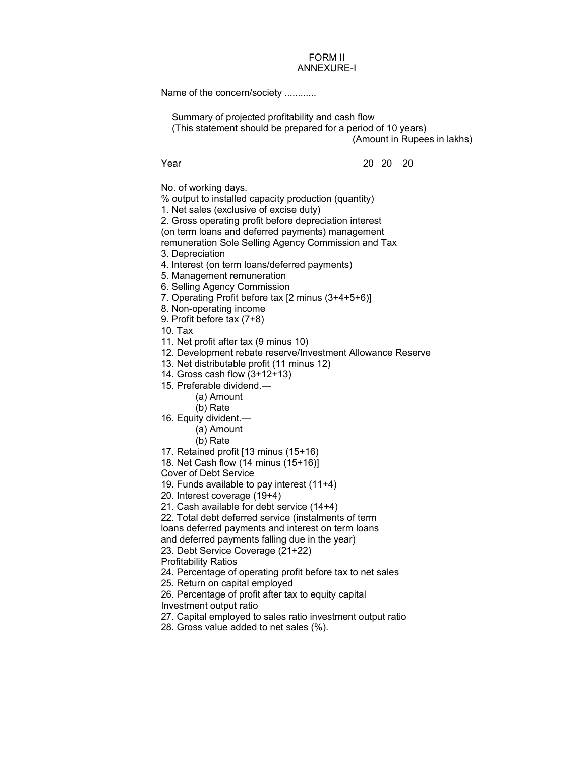FORM II

ANNEXURE-I

Name of the concern/society ............

Summary of projected profitability and cash flow
(This statement should be prepared for a period of 10 years)

(Amount in Rupees in lakhs)

Year 20 20 20

No. of working days.

% output to installed capacity production (quantity)

1. Net sales (exclusive of excise duty)
2. Gross operating profit before depreciation interest (on term loans and deferred payments) management remuneration Sole Selling Agency Commission and Tax
3. Depreciation
4. Interest (on term loans/deferred payments)
5. Management remuneration
6. Selling Agency Commission
7. Operating Profit before tax [2 minus (3+4+5+6)]
8. Non-operating income
9. Profit before tax (7+8)
10. Tax
11. Net profit after tax (9 minus 10)
12. Development rebate reserve/Investment Allowance Reserve
13. Net distributable profit (11 minus 12)
14. Gross cash flow (3+12+13)
15. Preferable dividend.—
    - (a) Amount
    - (b) Rate
16. Equity divident.—
    - (a) Amount
    - (b) Rate
17. Retained profit [13 minus (15+16)
18. Net Cash flow (14 minus (15+16)]

Cover of Debt Service

19. Funds available to pay interest (11+4)
20. Interest coverage (19+4)
21. Cash available for debt service (14+4)
22. Total debt deferred service (instalments of term loans deferred payments and interest on term loans and deferred payments falling due in the year)
23. Debt Service Coverage (21+22)

Profitability Ratios

24. Percentage of operating profit before tax to net sales
25. Return on capital employed
26. Percentage of profit after tax to equity capital

Investment output ratio

27. Capital employed to sales ratio investment output ratio
28. Gross value added to net sales (%).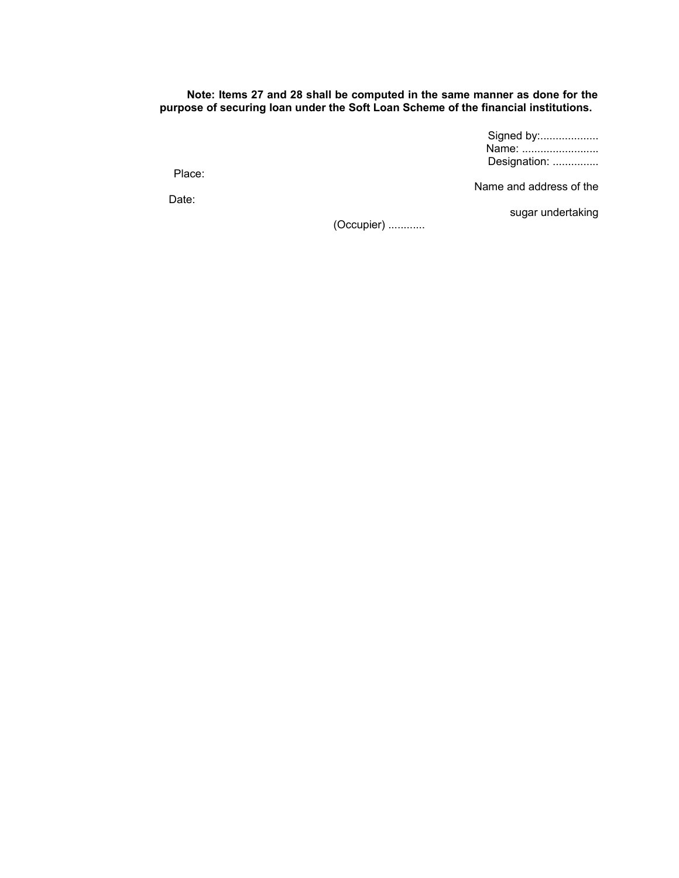**Note: Items 27 and 28 shall be computed in the same manner as done for the purpose of securing loan under the Soft Loan Scheme of the financial institutions.**

Signed by:..................
Name: ........................
Designation: ...............

Place:

Name and address of the

Date:

sugar undertaking

(Occupier) ...........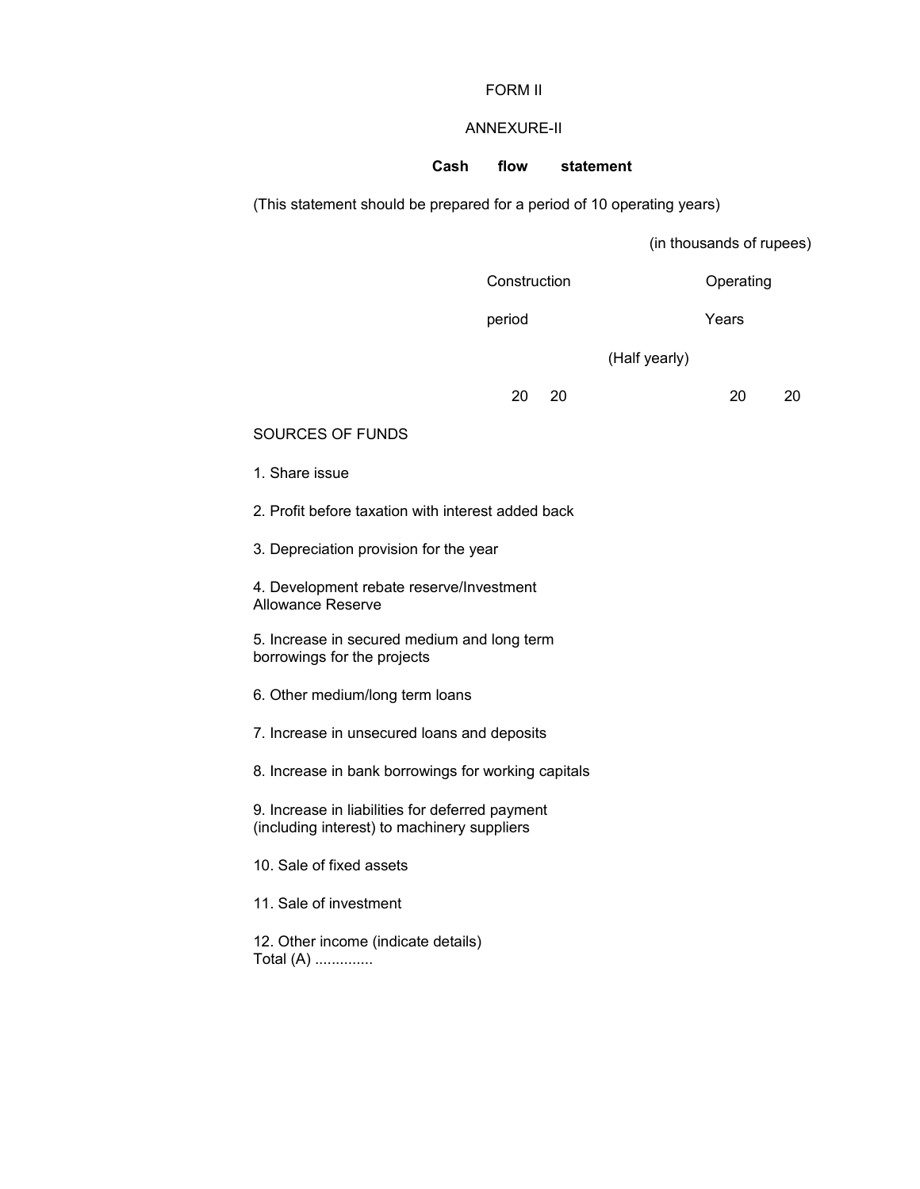FORM II

ANNEXURE-II

**Cash flow statement**

(This statement should be prepared for a period of 10 operating years)

(in thousands of rupees)

| | Construction period | | (Half yearly) | Operating Years | |
|---|---|---|---|---|---|
| | 20 | 20 | | 20 | 20 |
| SOURCES OF FUNDS | | | | | |
| 1. Share issue | | | | | |
| 2. Profit before taxation with interest added back | | | | | |
| 3. Depreciation provision for the year | | | | | |
| 4. Development rebate reserve/Investment Allowance Reserve | | | | | |
| 5. Increase in secured medium and long term borrowings for the projects | | | | | |
| 6. Other medium/long term loans | | | | | |
| 7. Increase in unsecured loans and deposits | | | | | |
| 8. Increase in bank borrowings for working capitals | | | | | |
| 9. Increase in liabilities for deferred payment (including interest) to machinery suppliers | | | | | |
| 10. Sale of fixed assets | | | | | |
| 11. Sale of investment | | | | | |
| 12. Other income (indicate details) | | | | | |
| Total (A) .............. | | | | | |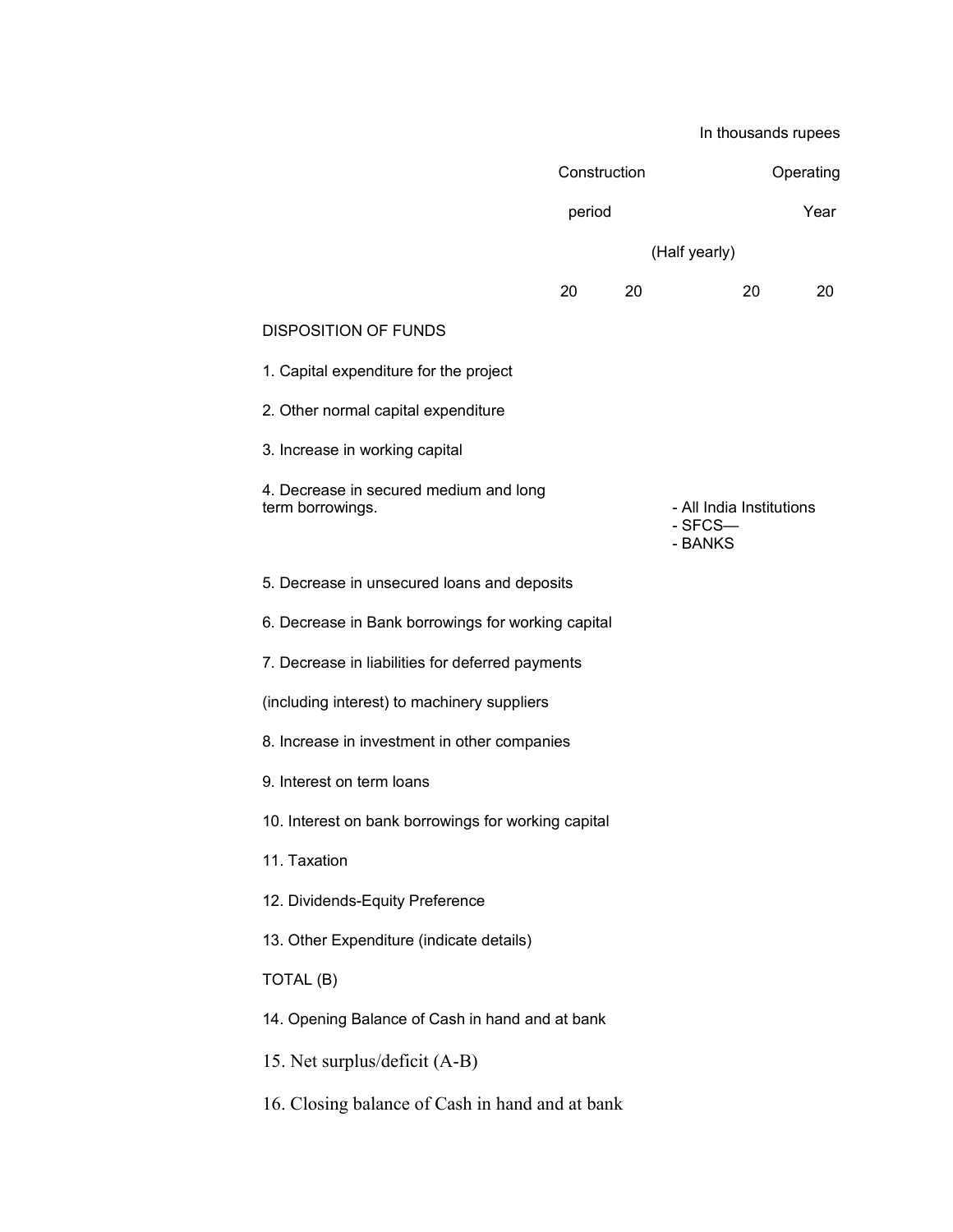In thousands rupees

| | Construction period | | (Half yearly) | Operating Year |
|---|---|---|---|---|
| | 20 | 20 | 20 | 20 |
| **DISPOSITION OF FUNDS** | | | | |
| 1. Capital expenditure for the project | | | | |
| 2. Other normal capital expenditure | | | | |
| 3. Increase in working capital | | | | |
| 4. Decrease in secured medium and long term borrowings. - All India Institutions - SFCS— - BANKS | | | | |
| 5. Decrease in unsecured loans and deposits | | | | |
| 6. Decrease in Bank borrowings for working capital | | | | |
| 7. Decrease in liabilities for deferred payments (including interest) to machinery suppliers | | | | |
| 8. Increase in investment in other companies | | | | |
| 9. Interest on term loans | | | | |
| 10. Interest on bank borrowings for working capital | | | | |
| 11. Taxation | | | | |
| 12. Dividends-Equity Preference | | | | |
| 13. Other Expenditure (indicate details) | | | | |
| TOTAL (B) | | | | |
| 14. Opening Balance of Cash in hand and at bank | | | | |
| 15. Net surplus/deficit (A-B) | | | | |
| 16. Closing balance of Cash in hand and at bank | | | | |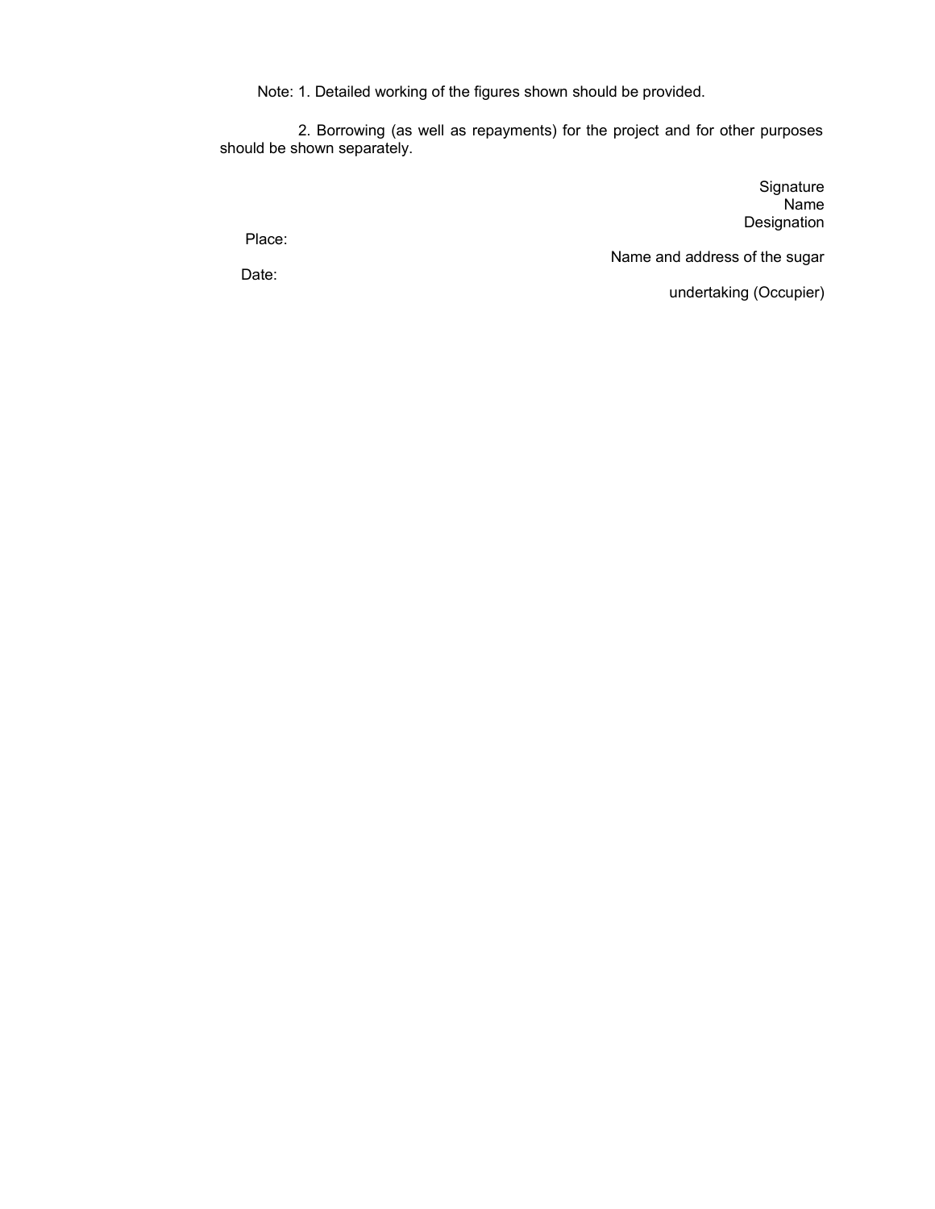Note: 1. Detailed working of the figures shown should be provided.

2. Borrowing (as well as repayments) for the project and for other purposes should be shown separately.

Signature
Name
Designation

Place:

Name and address of the sugar

Date:

undertaking (Occupier)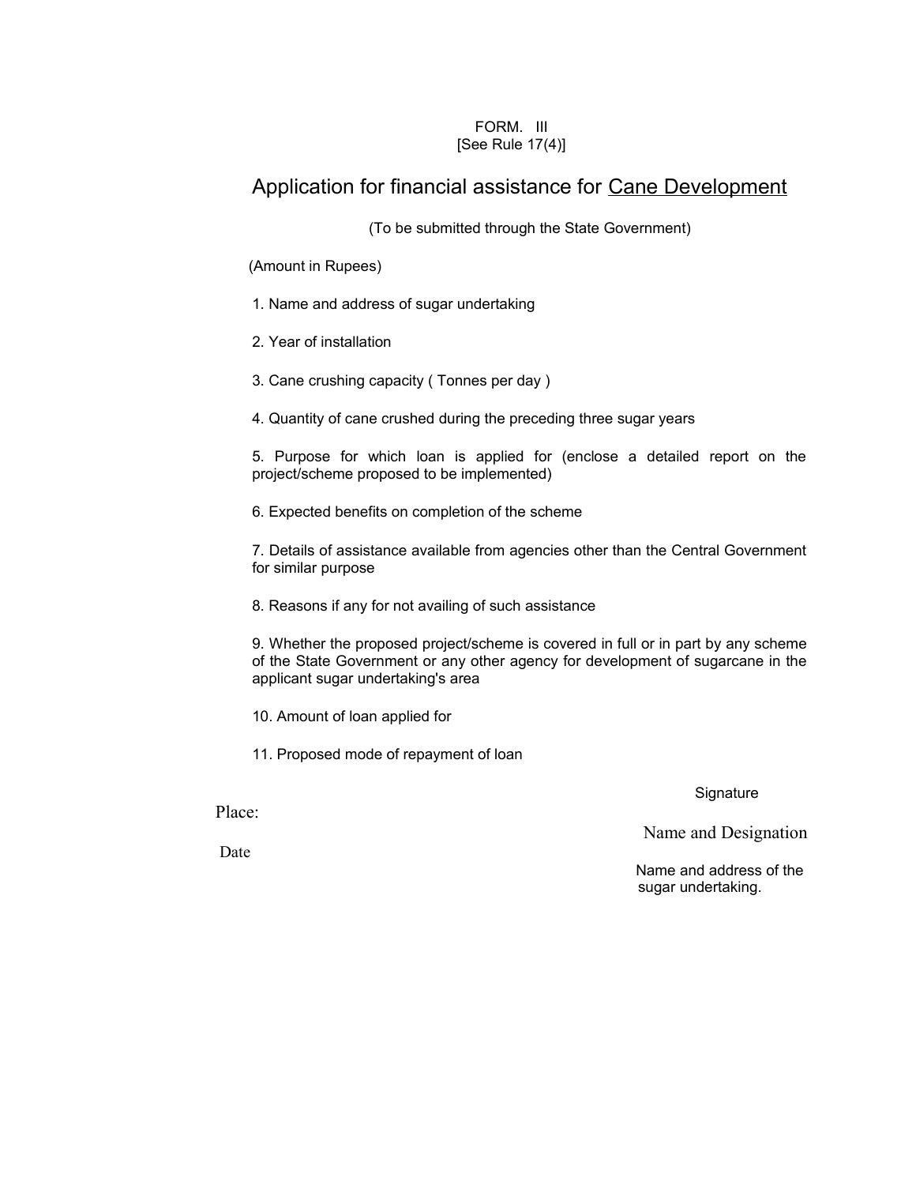FORM. III
[See Rule 17(4)]

# Application for financial assistance for <u>Cane Development</u>

(To be submitted through the State Government)

(Amount in Rupees)

1. Name and address of sugar undertaking
2. Year of installation
3. Cane crushing capacity ( Tonnes per day )
4. Quantity of cane crushed during the preceding three sugar years
5. Purpose for which loan is applied for (enclose a detailed report on the project/scheme proposed to be implemented)
6. Expected benefits on completion of the scheme
7. Details of assistance available from agencies other than the Central Government for similar purpose
8. Reasons if any for not availing of such assistance
9. Whether the proposed project/scheme is covered in full or in part by any scheme of the State Government or any other agency for development of sugarcane in the applicant sugar undertaking's area
10. Amount of loan applied for
11. Proposed mode of repayment of loan

Signature

Place:

Name and Designation

Date

Name and address of the sugar undertaking.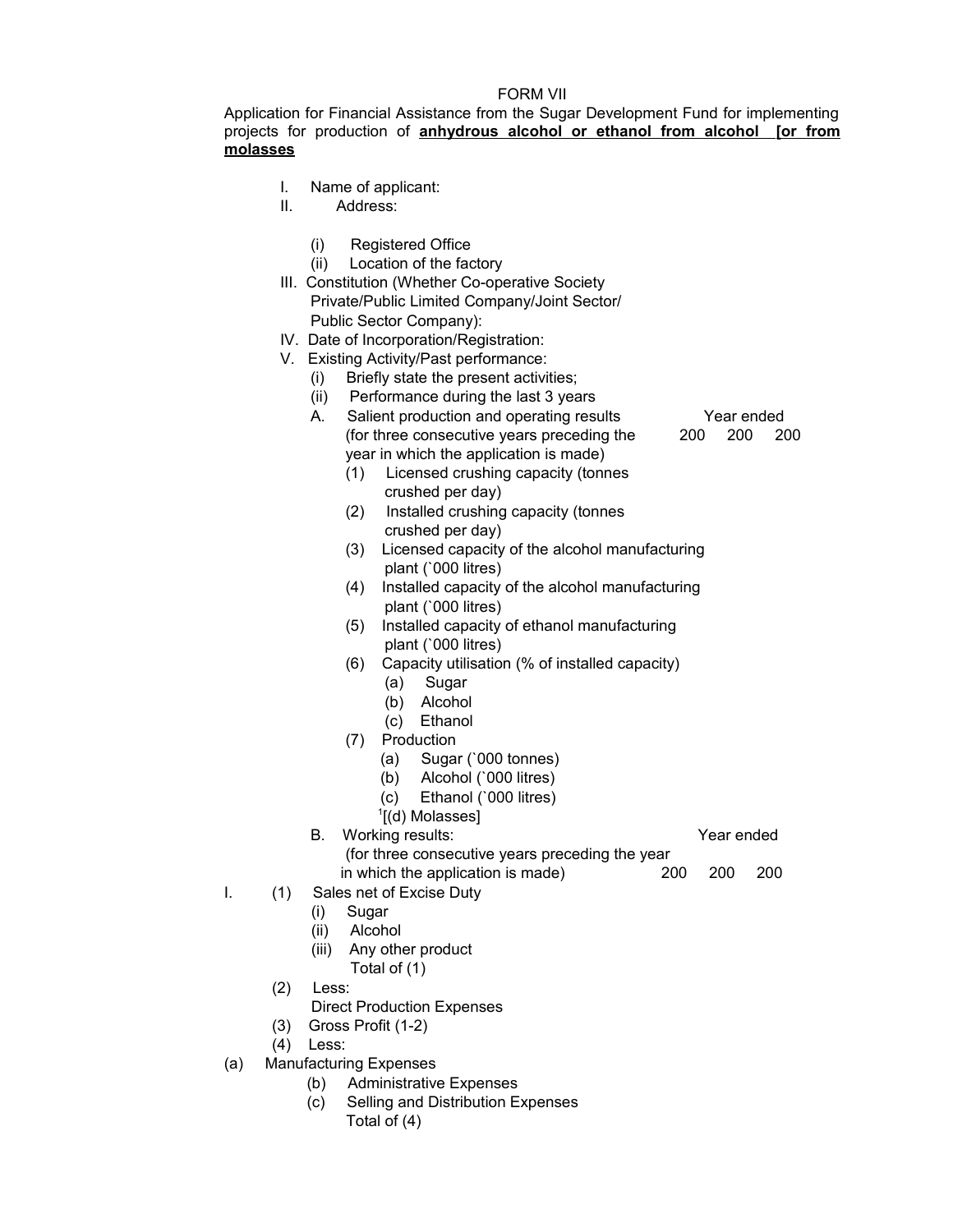FORM VII

Application for Financial Assistance from the Sugar Development Fund for implementing projects for production of **anhydrous alcohol or ethanol from alcohol [or from molasses**

I. Name of applicant:

II. Address:

(i) Registered Office

(ii) Location of the factory

III. Constitution (Whether Co-operative Society Private/Public Limited Company/Joint Sector/ Public Sector Company):

IV. Date of Incorporation/Registration:

V. Existing Activity/Past performance:

(i) Briefly state the present activities;

(ii) Performance during the last 3 years

| A. Salient production and operating results (for three consecutive years preceding the year in which the application is made) | Year ended 200 | 200 | 200 |
|---|---|---|---|
| (1) Licensed crushing capacity (tonnes crushed per day) | | | |
| (2) Installed crushing capacity (tonnes crushed per day) | | | |
| (3) Licensed capacity of the alcohol manufacturing plant (`000 litres) | | | |
| (4) Installed capacity of the alcohol manufacturing plant (`000 litres) | | | |
| (5) Installed capacity of ethanol manufacturing plant (`000 litres) | | | |
| (6) Capacity utilisation (% of installed capacity) | | | |
| (a) Sugar | | | |
| (b) Alcohol | | | |
| (c) Ethanol | | | |
| (7) Production | | | |
| (a) Sugar (`000 tonnes) | | | |
| (b) Alcohol (`000 litres) | | | |
| (c) Ethanol (`000 litres) | | | |
| [1][(d) Molasses] | | | |

| B. Working results: (for three consecutive years preceding the year in which the application is made) | Year ended 200 | 200 | 200 |
|---|---|---|---|
| I. (1) Sales net of Excise Duty | | | |
| (i) Sugar | | | |
| (ii) Alcohol | | | |
| (iii) Any other product | | | |
| Total of (1) | | | |
| (2) Less: Direct Production Expenses | | | |
| (3) Gross Profit (1-2) | | | |
| (4) Less: | | | |
| (a) Manufacturing Expenses | | | |
| (b) Administrative Expenses | | | |
| (c) Selling and Distribution Expenses | | | |
| Total of (4) | | | |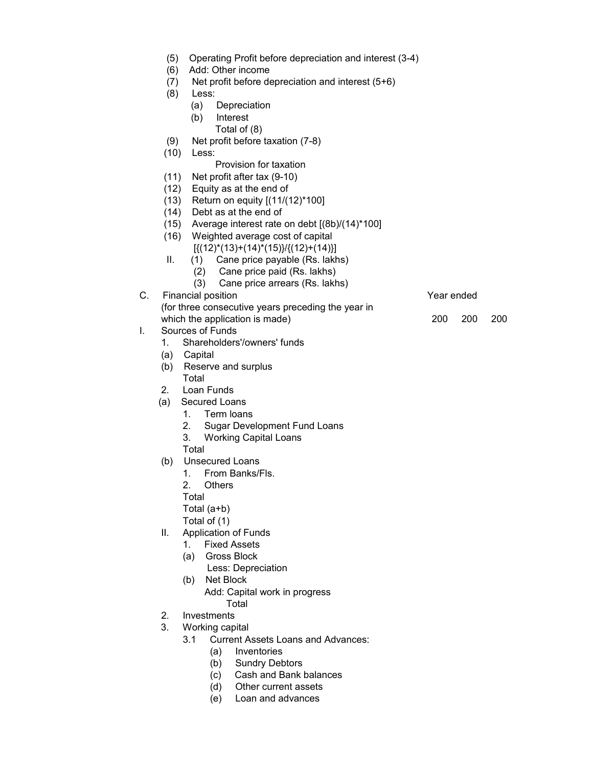(5) Operating Profit before depreciation and interest (3-4)

(6) Add: Other income

(7) Net profit before depreciation and interest (5+6)

(8) Less:

  (a) Depreciation

  (b) Interest

  Total of (8)

(9) Net profit before taxation (7-8)

(10) Less:

  Provision for taxation

(11) Net profit after tax (9-10)

(12) Equity as at the end of

(13) Return on equity [(11/(12)*100]

(14) Debt as at the end of

(15) Average interest rate on debt [(8b)/(14)*100]

(16) Weighted average cost of capital
  [{(12)*(13)+(14)*(15)}/{(12)+(14)}]

II. (1) Cane price payable (Rs. lakhs)

  (2) Cane price paid (Rs. lakhs)

  (3) Cane price arrears (Rs. lakhs)

C. Financial position (for three consecutive years preceding the year in which the application is made)

| | Year ended 200 | 200 | 200 |
|---|---|---|---|

I. Sources of Funds

1. Shareholders'/owners' funds
   - (a) Capital
   - (b) Reserve and surplus
   - Total
2. Loan Funds
   - (a) Secured Loans
     1. Term loans
     2. Sugar Development Fund Loans
     3. Working Capital Loans
     
     Total
   - (b) Unsecured Loans
     1. From Banks/Fls.
     2. Others
     
     Total
     
     Total (a+b)
     
     Total of (1)

II. Application of Funds

1. Fixed Assets
   - (a) Gross Block
     
     Less: Depreciation
   - (b) Net Block
     
     Add: Capital work in progress
     
     Total
2. Investments
3. Working capital
   - 3.1 Current Assets Loans and Advances:
     - (a) Inventories
     - (b) Sundry Debtors
     - (c) Cash and Bank balances
     - (d) Other current assets
     - (e) Loan and advances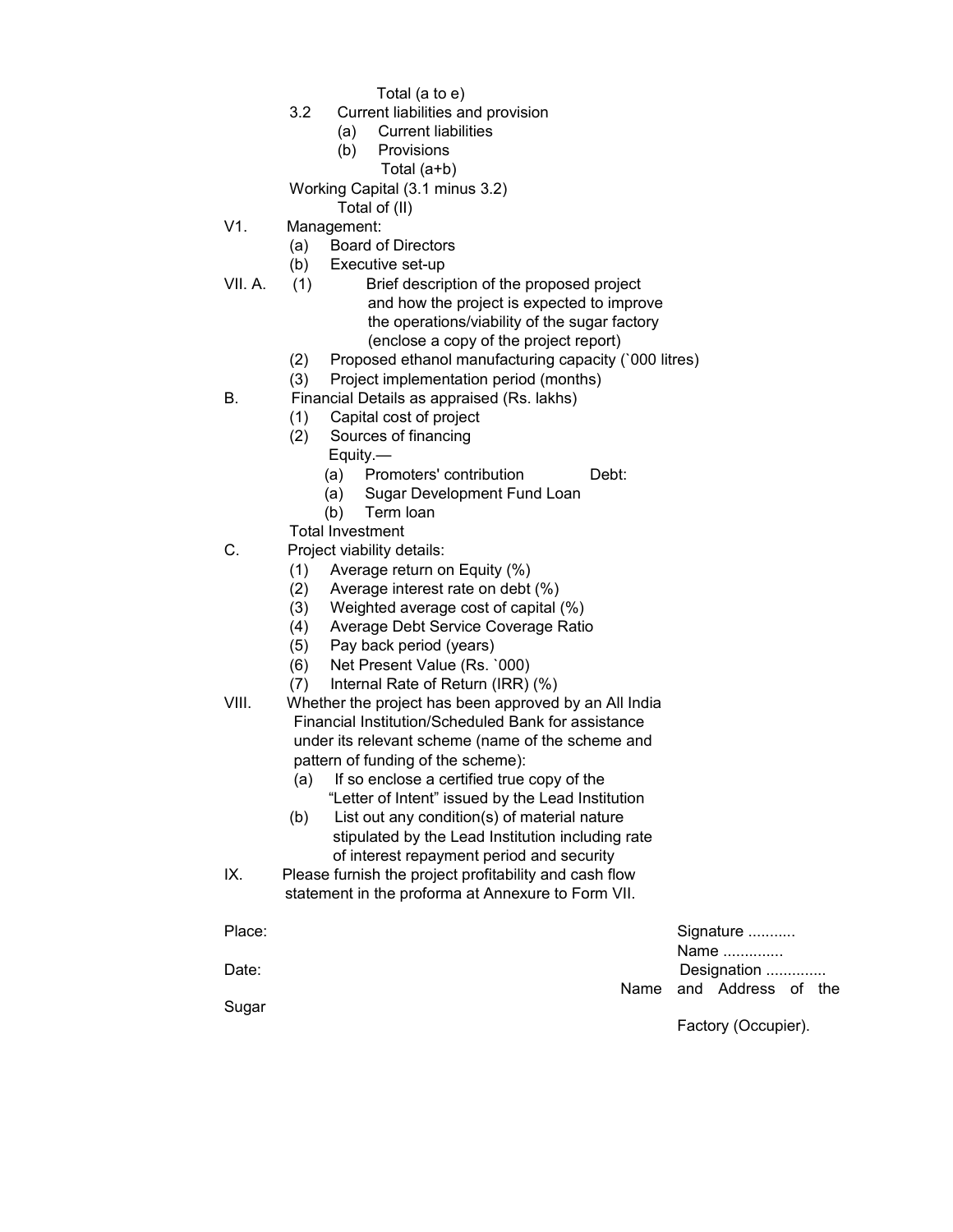Total (a to e)

3.2 Current liabilities and provision

(a) Current liabilities

(b) Provisions

Total (a+b)

Working Capital (3.1 minus 3.2)

Total of (II)

V1. Management:

(a) Board of Directors

(b) Executive set-up

VII. A. (1) Brief description of the proposed project and how the project is expected to improve the operations/viability of the sugar factory (enclose a copy of the project report)

(2) Proposed ethanol manufacturing capacity (`000 litres)

(3) Project implementation period (months)

B. Financial Details as appraised (Rs. lakhs)

(1) Capital cost of project

(2) Sources of financing

Equity.—

(a) Promoters' contribution Debt:

(a) Sugar Development Fund Loan

(b) Term loan

Total Investment

C. Project viability details:

(1) Average return on Equity (%)

(2) Average interest rate on debt (%)

(3) Weighted average cost of capital (%)

(4) Average Debt Service Coverage Ratio

(5) Pay back period (years)

(6) Net Present Value (Rs. `000)

(7) Internal Rate of Return (IRR) (%)

VIII. Whether the project has been approved by an All India Financial Institution/Scheduled Bank for assistance under its relevant scheme (name of the scheme and pattern of funding of the scheme):

(a) If so enclose a certified true copy of the "Letter of Intent" issued by the Lead Institution

(b) List out any condition(s) of material nature stipulated by the Lead Institution including rate of interest repayment period and security

IX. Please furnish the project profitability and cash flow statement in the proforma at Annexure to Form VII.

Place: Signature ...........

Name ..............

Date: Designation ..............

Name and Address of the Sugar Factory (Occupier).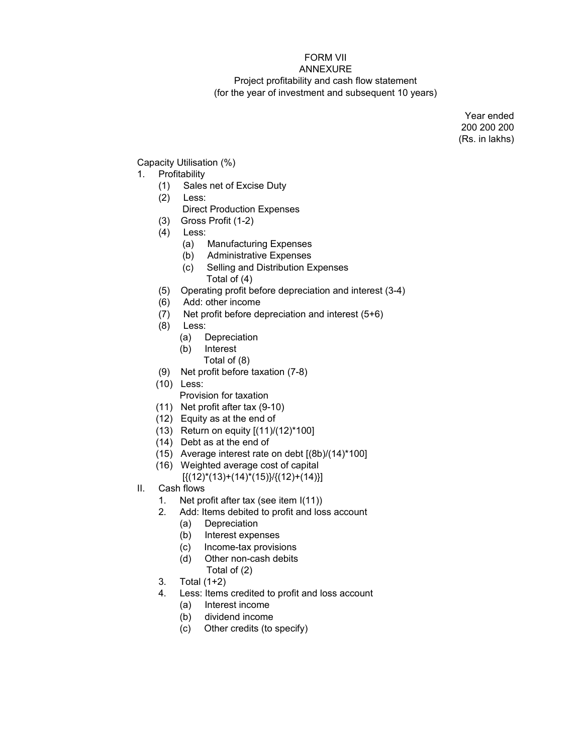FORM VII

ANNEXURE

Project profitability and cash flow statement
(for the year of investment and subsequent 10 years)

Year ended
200 200 200
(Rs. in lakhs)

Capacity Utilisation (%)

1. Profitability
   - (1) Sales net of Excise Duty
   - (2) Less:
     Direct Production Expenses
   - (3) Gross Profit (1-2)
   - (4) Less:
     - (a) Manufacturing Expenses
     - (b) Administrative Expenses
     - (c) Selling and Distribution Expenses
       Total of (4)
   - (5) Operating profit before depreciation and interest (3-4)
   - (6) Add: other income
   - (7) Net profit before depreciation and interest (5+6)
   - (8) Less:
     - (a) Depreciation
     - (b) Interest
       Total of (8)
   - (9) Net profit before taxation (7-8)
   - (10) Less:
     Provision for taxation
   - (11) Net profit after tax (9-10)
   - (12) Equity as at the end of
   - (13) Return on equity [(11)/(12)*100]
   - (14) Debt as at the end of
   - (15) Average interest rate on debt [(8b)/(14)*100]
   - (16) Weighted average cost of capital
     [{(12)*(13)+(14)*(15)}/{(12)+(14)}]

II. Cash flows
   1. Net profit after tax (see item I(11))
   2. Add: Items debited to profit and loss account
      - (a) Depreciation
      - (b) Interest expenses
      - (c) Income-tax provisions
      - (d) Other non-cash debits
        Total of (2)
   3. Total (1+2)
   4. Less: Items credited to profit and loss account
      - (a) Interest income
      - (b) dividend income
      - (c) Other credits (to specify)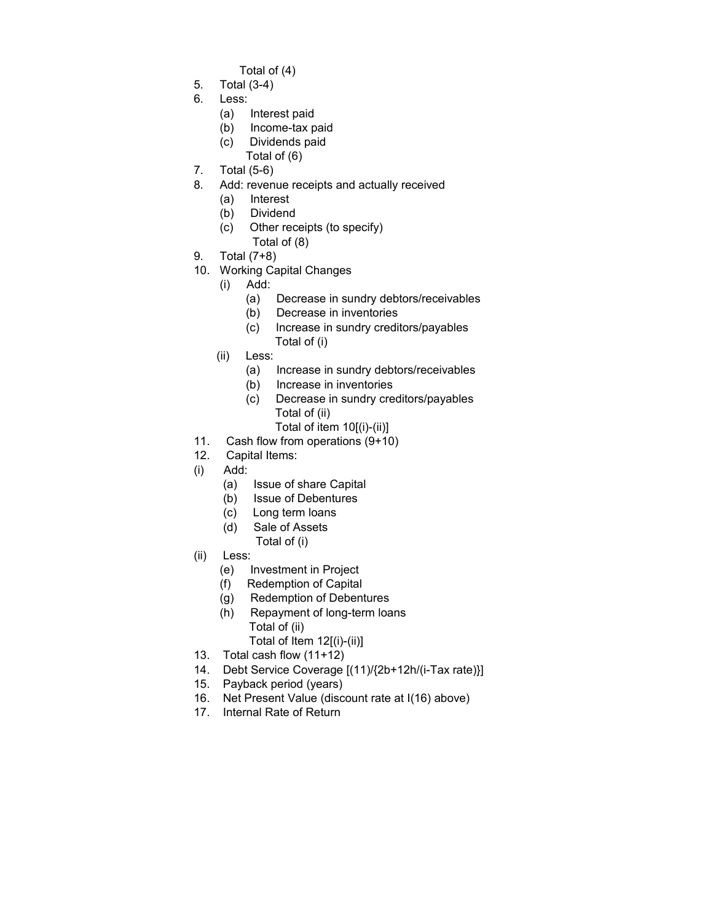Total of (4)

5. Total (3-4)
6. Less:
   - (a) Interest paid
   - (b) Income-tax paid
   - (c) Dividends paid

   Total of (6)
7. Total (5-6)
8. Add: revenue receipts and actually received
   - (a) Interest
   - (b) Dividend
   - (c) Other receipts (to specify)

   Total of (8)
9. Total (7+8)
10. Working Capital Changes
    - (i) Add:
      - (a) Decrease in sundry debtors/receivables
      - (b) Decrease in inventories
      - (c) Increase in sundry creditors/payables

      Total of (i)
    - (ii) Less:
      - (a) Increase in sundry debtors/receivables
      - (b) Increase in inventories
      - (c) Decrease in sundry creditors/payables

      Total of (ii)

      Total of item 10[(i)-(ii)]
11. Cash flow from operations (9+10)
12. Capital Items:

(i) Add:
- (a) Issue of share Capital
- (b) Issue of Debentures
- (c) Long term loans
- (d) Sale of Assets

Total of (i)

(ii) Less:
- (e) Investment in Project
- (f) Redemption of Capital
- (g) Redemption of Debentures
- (h) Repayment of long-term loans

Total of (ii)

Total of Item 12[(i)-(ii)]

13. Total cash flow (11+12)
14. Debt Service Coverage [(11)/{2b+12h/(i-Tax rate)}]
15. Payback period (years)
16. Net Present Value (discount rate at I(16) above)
17. Internal Rate of Return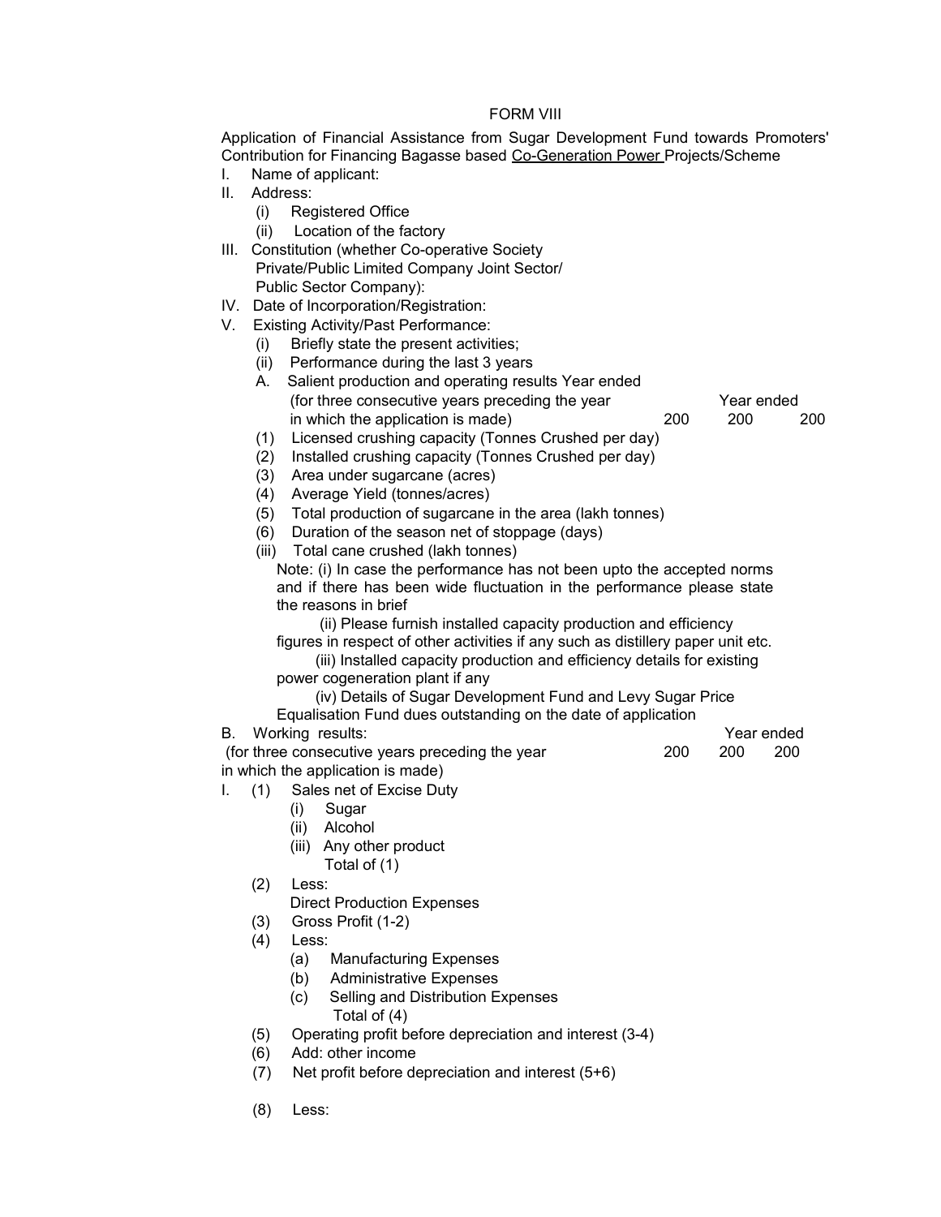# FORM VIII

Application of Financial Assistance from Sugar Development Fund towards Promoters' Contribution for Financing Bagasse based <u>Co-Generation Power</u> Projects/Scheme

I. Name of applicant:

II. Address:
   - (i) Registered Office
   - (ii) Location of the factory

III. Constitution (whether Co-operative Society Private/Public Limited Company Joint Sector/ Public Sector Company):

IV. Date of Incorporation/Registration:

V. Existing Activity/Past Performance:
   - (i) Briefly state the present activities;
   - (ii) Performance during the last 3 years

A. Salient production and operating results Year ended (for three consecutive years preceding the year in which the application is made)

| | Year ended 200 | 200 | 200 |
|---|---|---|---|
| (1) Licensed crushing capacity (Tonnes Crushed per day) | | | |
| (2) Installed crushing capacity (Tonnes Crushed per day) | | | |
| (3) Area under sugarcane (acres) | | | |
| (4) Average Yield (tonnes/acres) | | | |
| (5) Total production of sugarcane in the area (lakh tonnes) | | | |
| (6) Duration of the season net of stoppage (days) | | | |
| (iii) Total cane crushed (lakh tonnes) | | | |

Note: (i) In case the performance has not been upto the accepted norms and if there has been wide fluctuation in the performance please state the reasons in brief

(ii) Please furnish installed capacity production and efficiency figures in respect of other activities if any such as distillery paper unit etc.

(iii) Installed capacity production and efficiency details for existing power cogeneration plant if any

(iv) Details of Sugar Development Fund and Levy Sugar Price Equalisation Fund dues outstanding on the date of application

B. Working results: (for three consecutive years preceding the year in which the application is made)

| | Year ended 200 | 200 | 200 |
|---|---|---|---|
| I. (1) Sales net of Excise Duty | | | |
| (i) Sugar | | | |
| (ii) Alcohol | | | |
| (iii) Any other product | | | |
| Total of (1) | | | |
| (2) Less: Direct Production Expenses | | | |
| (3) Gross Profit (1-2) | | | |
| (4) Less: | | | |
| (a) Manufacturing Expenses | | | |
| (b) Administrative Expenses | | | |
| (c) Selling and Distribution Expenses | | | |
| Total of (4) | | | |
| (5) Operating profit before depreciation and interest (3-4) | | | |
| (6) Add: other income | | | |
| (7) Net profit before depreciation and interest (5+6) | | | |
| (8) Less: | | | |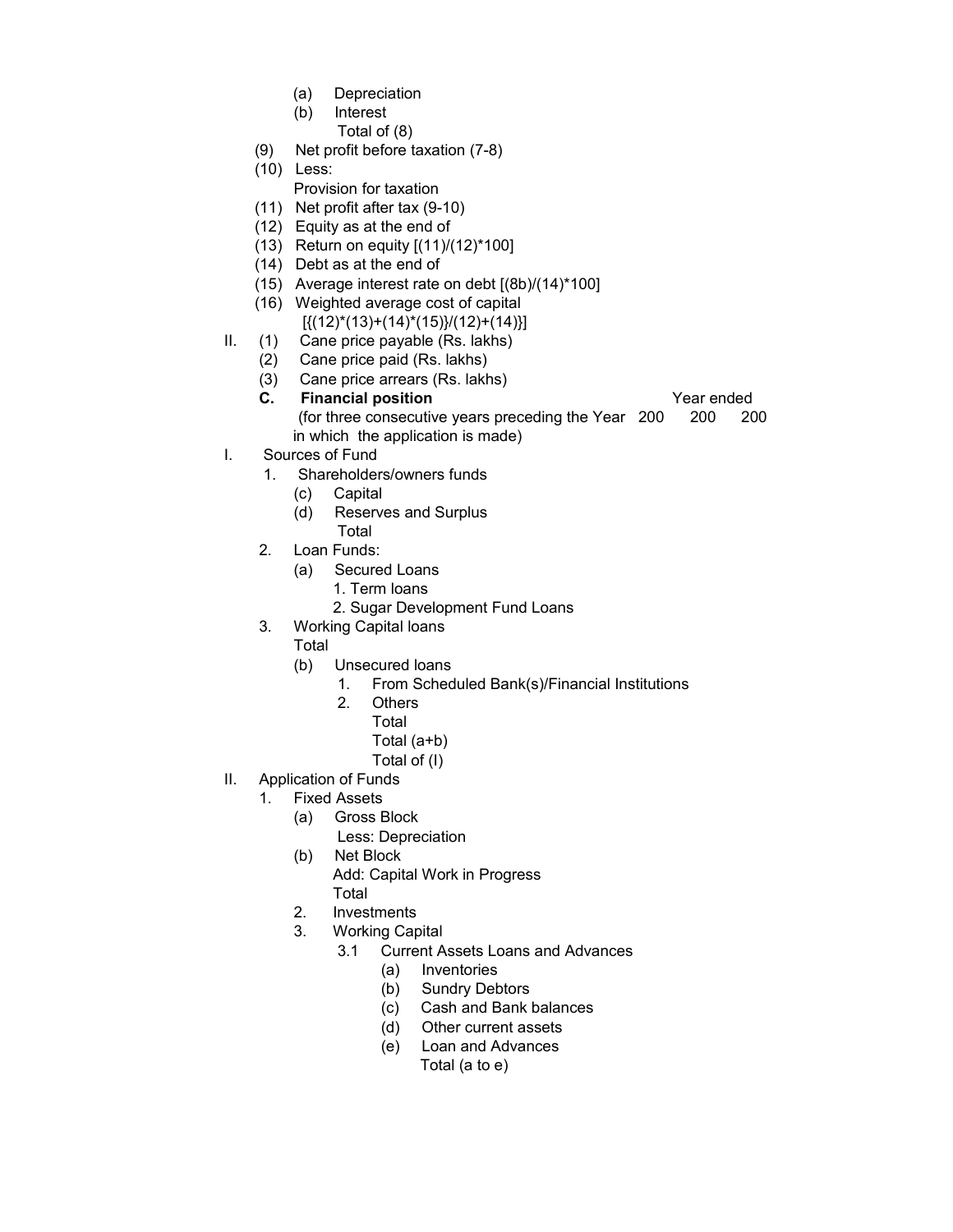(a) Depreciation
(b) Interest
Total of (8)

(9) Net profit before taxation (7-8)

(10) Less:
Provision for taxation

(11) Net profit after tax (9-10)

(12) Equity as at the end of

(13) Return on equity [(11)/(12)*100]

(14) Debt as at the end of

(15) Average interest rate on debt [(8b)/(14)*100]

(16) Weighted average cost of capital
[{(12)*(13)+(14)*(15)}/(12)+(14)}]

II. (1) Cane price payable (Rs. lakhs)
(2) Cane price paid (Rs. lakhs)
(3) Cane price arrears (Rs. lakhs)

**C. Financial position** (for three consecutive years preceding the Year in which the application is made)

| | Year ended | | |
|---|---|---|---|
| | 200 | 200 | 200 |

I. Sources of Fund

1. Shareholders/owners funds
   - (c) Capital
   - (d) Reserves and Surplus
   - Total
2. Loan Funds:
   - (a) Secured Loans
     1. Term loans
     2. Sugar Development Fund Loans
3. Working Capital loans
   Total
   - (b) Unsecured loans
     1. From Scheduled Bank(s)/Financial Institutions
     2. Others
     
     Total
     
     Total (a+b)
     
     Total of (I)

II. Application of Funds

1. Fixed Assets
   - (a) Gross Block
     Less: Depreciation
   - (b) Net Block
     Add: Capital Work in Progress
     Total
2. Investments
3. Working Capital
   - 3.1 Current Assets Loans and Advances
     - (a) Inventories
     - (b) Sundry Debtors
     - (c) Cash and Bank balances
     - (d) Other current assets
     - (e) Loan and Advances
     
     Total (a to e)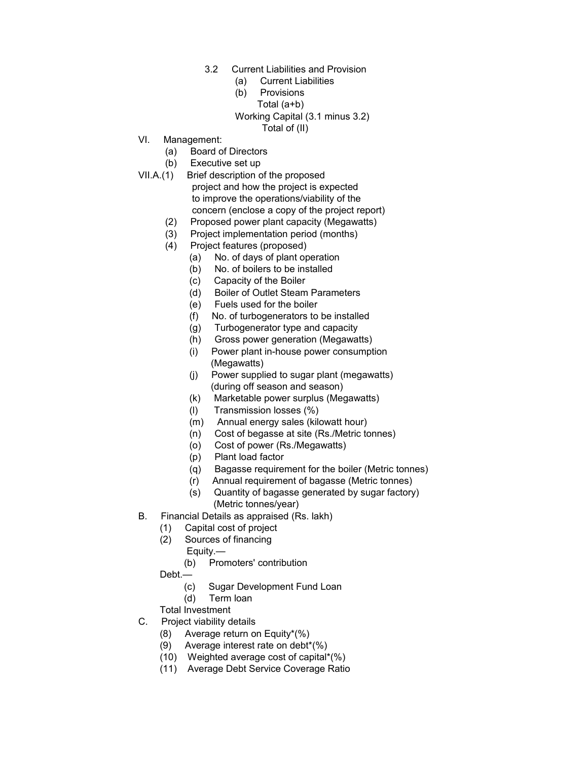3.2 Current Liabilities and Provision

(a) Current Liabilities

(b) Provisions

Total (a+b)

Working Capital (3.1 minus 3.2)

Total of (II)

VI. Management:

(a) Board of Directors

(b) Executive set up

VII.A.(1) Brief description of the proposed project and how the project is expected to improve the operations/viability of the concern (enclose a copy of the project report)

(2) Proposed power plant capacity (Megawatts)

(3) Project implementation period (months)

(4) Project features (proposed)

(a) No. of days of plant operation

(b) No. of boilers to be installed

(c) Capacity of the Boiler

(d) Boiler of Outlet Steam Parameters

(e) Fuels used for the boiler

(f) No. of turbogenerators to be installed

(g) Turbogenerator type and capacity

(h) Gross power generation (Megawatts)

(i) Power plant in-house power consumption (Megawatts)

(j) Power supplied to sugar plant (megawatts) (during off season and season)

(k) Marketable power surplus (Megawatts)

(l) Transmission losses (%)

(m) Annual energy sales (kilowatt hour)

(n) Cost of begasse at site (Rs./Metric tonnes)

(o) Cost of power (Rs./Megawatts)

(p) Plant load factor

(q) Bagasse requirement for the boiler (Metric tonnes)

(r) Annual requirement of bagasse (Metric tonnes)

(s) Quantity of bagasse generated by sugar factory) (Metric tonnes/year)

B. Financial Details as appraised (Rs. lakh)

(1) Capital cost of project

(2) Sources of financing

Equity.—

(b) Promoters' contribution

Debt.—

(c) Sugar Development Fund Loan

(d) Term loan

Total Investment

C. Project viability details

(8) Average return on Equity*(%)

(9) Average interest rate on debt*(%)

(10) Weighted average cost of capital*(%)

(11) Average Debt Service Coverage Ratio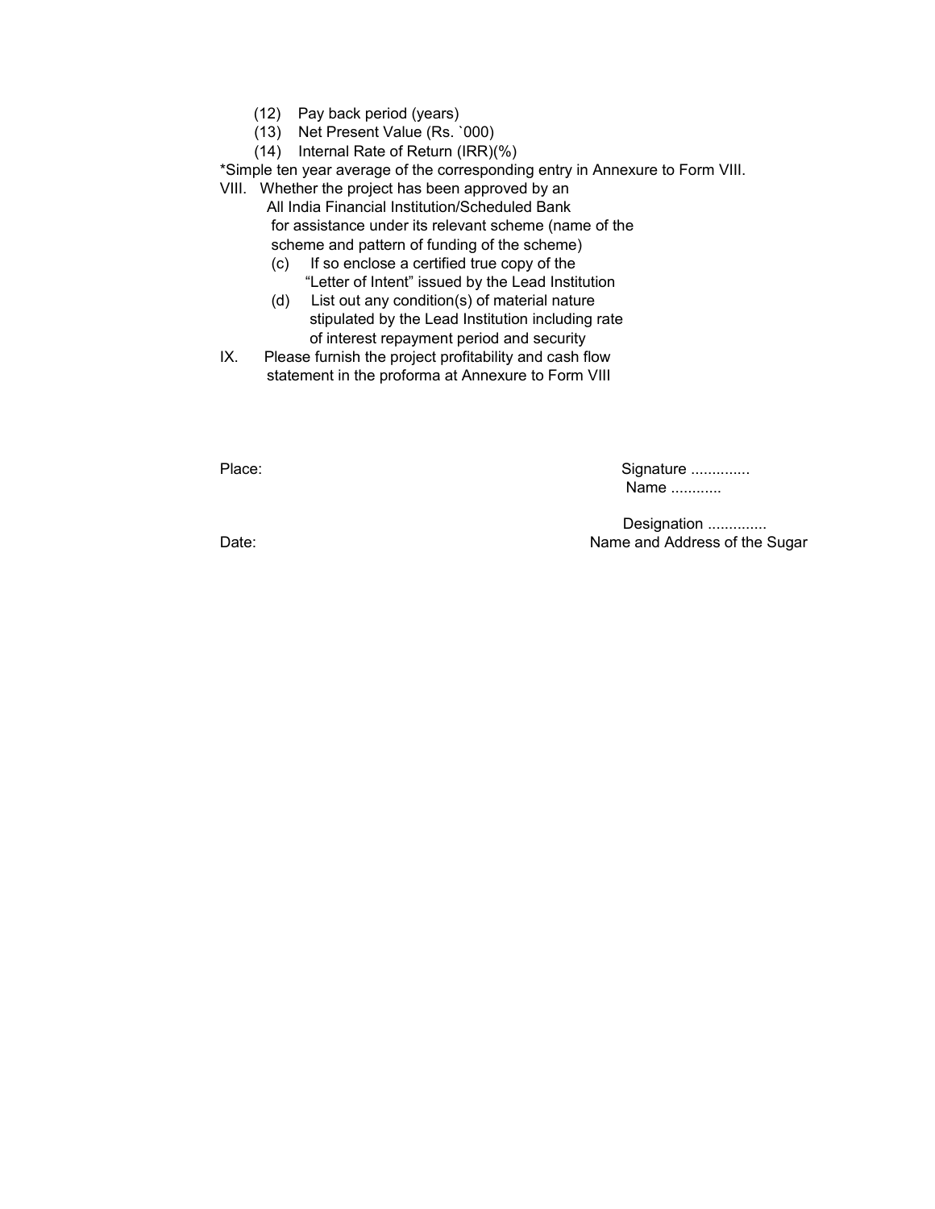(12) Pay back period (years)

(13) Net Present Value (Rs. `000)

(14) Internal Rate of Return (IRR)(%)

*Simple ten year average of the corresponding entry in Annexure to Form VIII.

VIII. Whether the project has been approved by an All India Financial Institution/Scheduled Bank for assistance under its relevant scheme (name of the scheme and pattern of funding of the scheme)

(c) If so enclose a certified true copy of the "Letter of Intent" issued by the Lead Institution

(d) List out any condition(s) of material nature stipulated by the Lead Institution including rate of interest repayment period and security

IX. Please furnish the project profitability and cash flow statement in the proforma at Annexure to Form VIII

Place:

Signature .............

Name ...........

Designation .............

Date:

Name and Address of the Sugar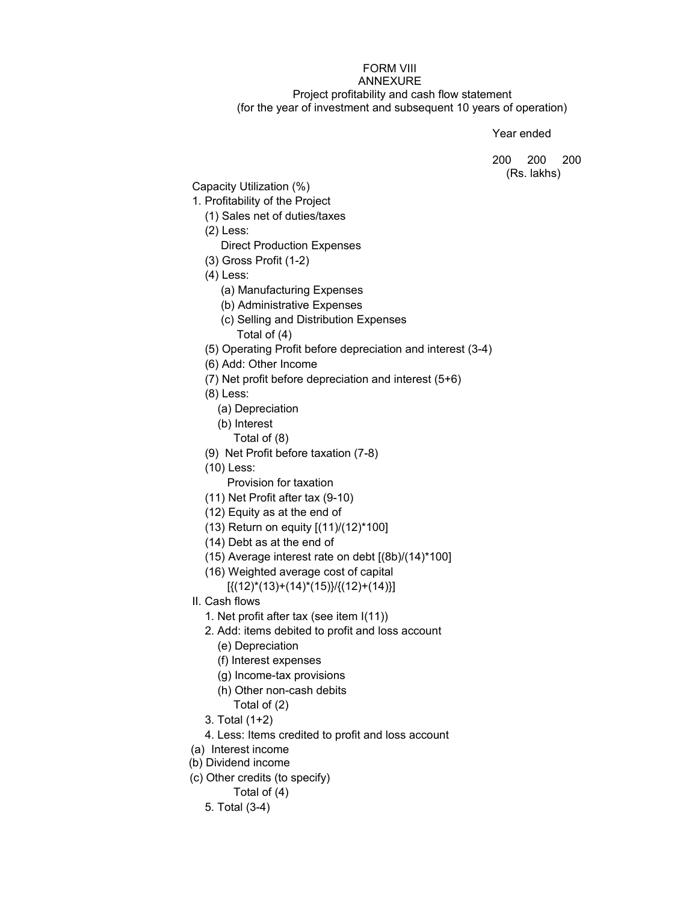FORM VIII

ANNEXURE

Project profitability and cash flow statement
(for the year of investment and subsequent 10 years of operation)

Year ended

200 200 200
(Rs. lakhs)

Capacity Utilization (%)

1. Profitability of the Project
   - (1) Sales net of duties/taxes
   - (2) Less:
     - Direct Production Expenses
   - (3) Gross Profit (1-2)
   - (4) Less:
     - (a) Manufacturing Expenses
     - (b) Administrative Expenses
     - (c) Selling and Distribution Expenses
       - Total of (4)
   - (5) Operating Profit before depreciation and interest (3-4)
   - (6) Add: Other Income
   - (7) Net profit before depreciation and interest (5+6)
   - (8) Less:
     - (a) Depreciation
     - (b) Interest
       - Total of (8)
   - (9) Net Profit before taxation (7-8)
   - (10) Less:
     - Provision for taxation
   - (11) Net Profit after tax (9-10)
   - (12) Equity as at the end of
   - (13) Return on equity [(11)/(12)*100]
   - (14) Debt as at the end of
   - (15) Average interest rate on debt [(8b)/(14)*100]
   - (16) Weighted average cost of capital
     [{(12)*(13)+(14)*(15)}/{(12)+(14)}]

II. Cash flows
   1. Net profit after tax (see item I(11))
   2. Add: items debited to profit and loss account
      - (e) Depreciation
      - (f) Interest expenses
      - (g) Income-tax provisions
      - (h) Other non-cash debits
        - Total of (2)
   3. Total (1+2)
   4. Less: Items credited to profit and loss account

(a) Interest income

(b) Dividend income

(c) Other credits (to specify)

Total of (4)

5. Total (3-4)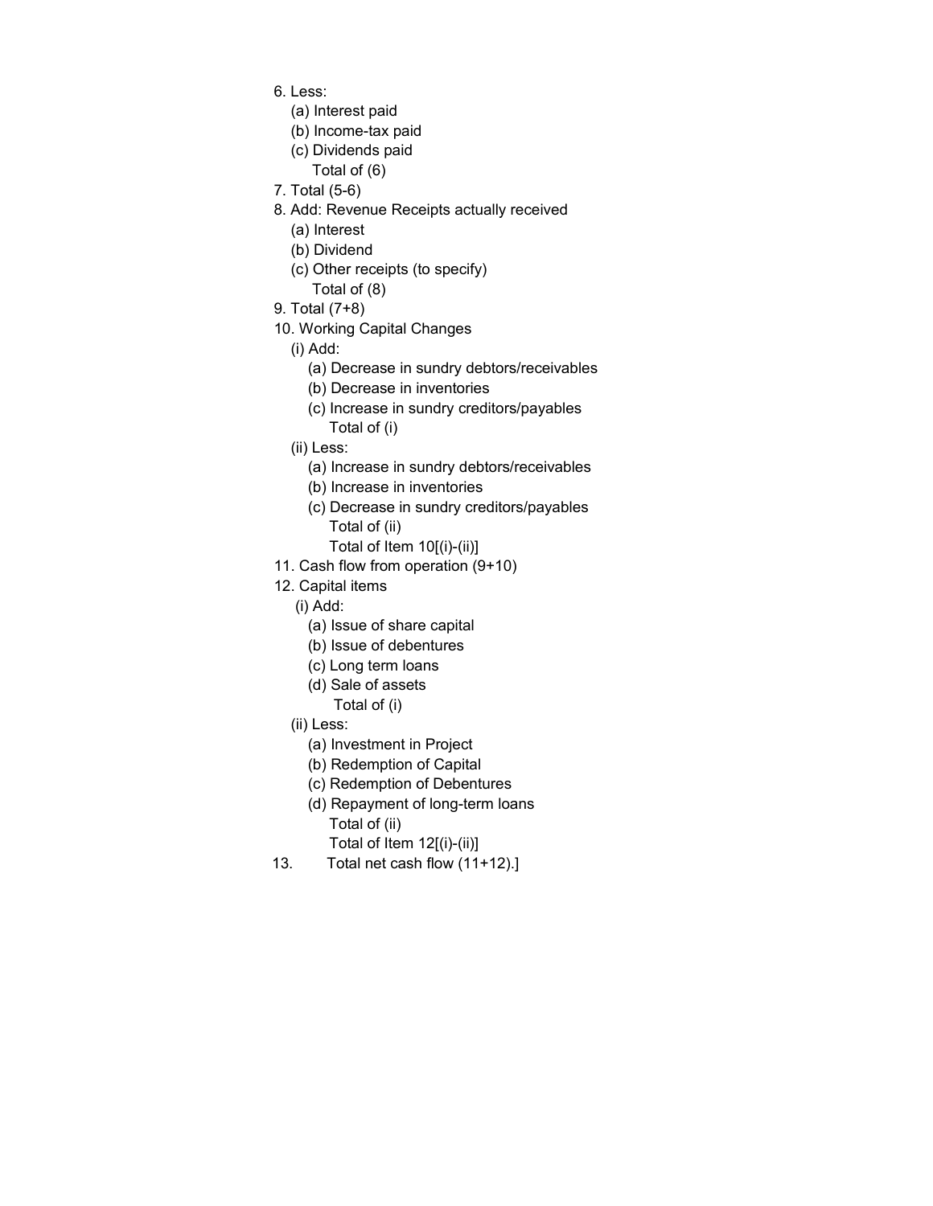6. Less:
   - (a) Interest paid
   - (b) Income-tax paid
   - (c) Dividends paid

     Total of (6)
7. Total (5-6)
8. Add: Revenue Receipts actually received
   - (a) Interest
   - (b) Dividend
   - (c) Other receipts (to specify)

     Total of (8)
9. Total (7+8)
10. Working Capital Changes
    - (i) Add:
      - (a) Decrease in sundry debtors/receivables
      - (b) Decrease in inventories
      - (c) Increase in sundry creditors/payables

        Total of (i)
    - (ii) Less:
      - (a) Increase in sundry debtors/receivables
      - (b) Increase in inventories
      - (c) Decrease in sundry creditors/payables

        Total of (ii)

        Total of Item 10[(i)-(ii)]
11. Cash flow from operation (9+10)
12. Capital items
    - (i) Add:
      - (a) Issue of share capital
      - (b) Issue of debentures
      - (c) Long term loans
      - (d) Sale of assets

        Total of (i)
    - (ii) Less:
      - (a) Investment in Project
      - (b) Redemption of Capital
      - (c) Redemption of Debentures
      - (d) Repayment of long-term loans

        Total of (ii)

        Total of Item 12[(i)-(ii)]
13. Total net cash flow (11+12).]